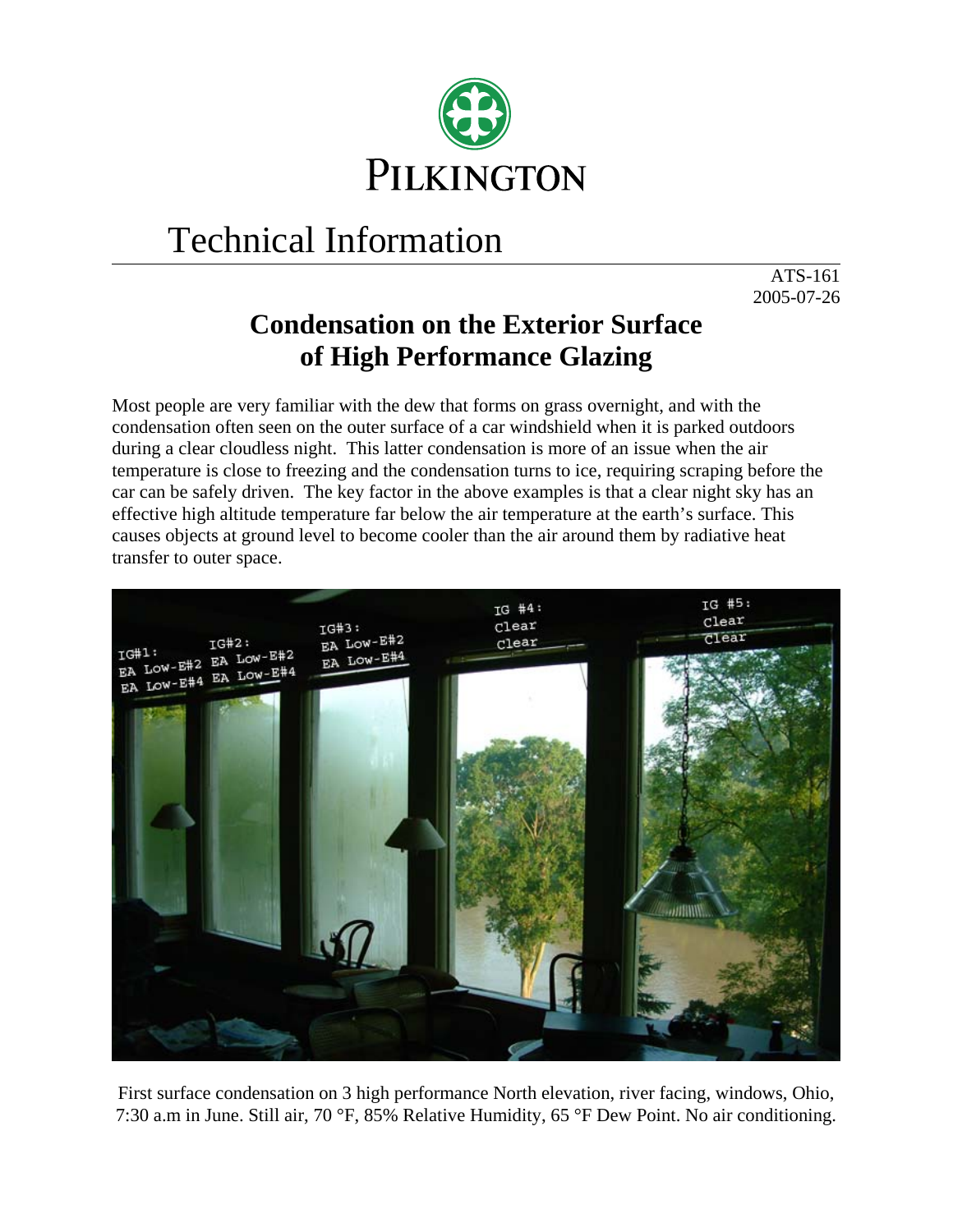# PILKINGTON

# Technical Information

ATS-161
2005-07-26

## Condensation on the Exterior Surface of High Performance Glazing

Most people are very familiar with the dew that forms on grass overnight, and with the condensation often seen on the outer surface of a car windshield when it is parked outdoors during a clear cloudless night. This latter condensation is more of an issue when the air temperature is close to freezing and the condensation turns to ice, requiring scraping before the car can be safely driven. The key factor in the above examples is that a clear night sky has an effective high altitude temperature far below the air temperature at the earth's surface. This causes objects at ground level to become cooler than the air around them by radiative heat transfer to outer space.

First surface condensation on 3 high performance North elevation, river facing, windows, Ohio, 7:30 a.m in June. Still air, 70 °F, 85% Relative Humidity, 65 °F Dew Point. No air conditioning.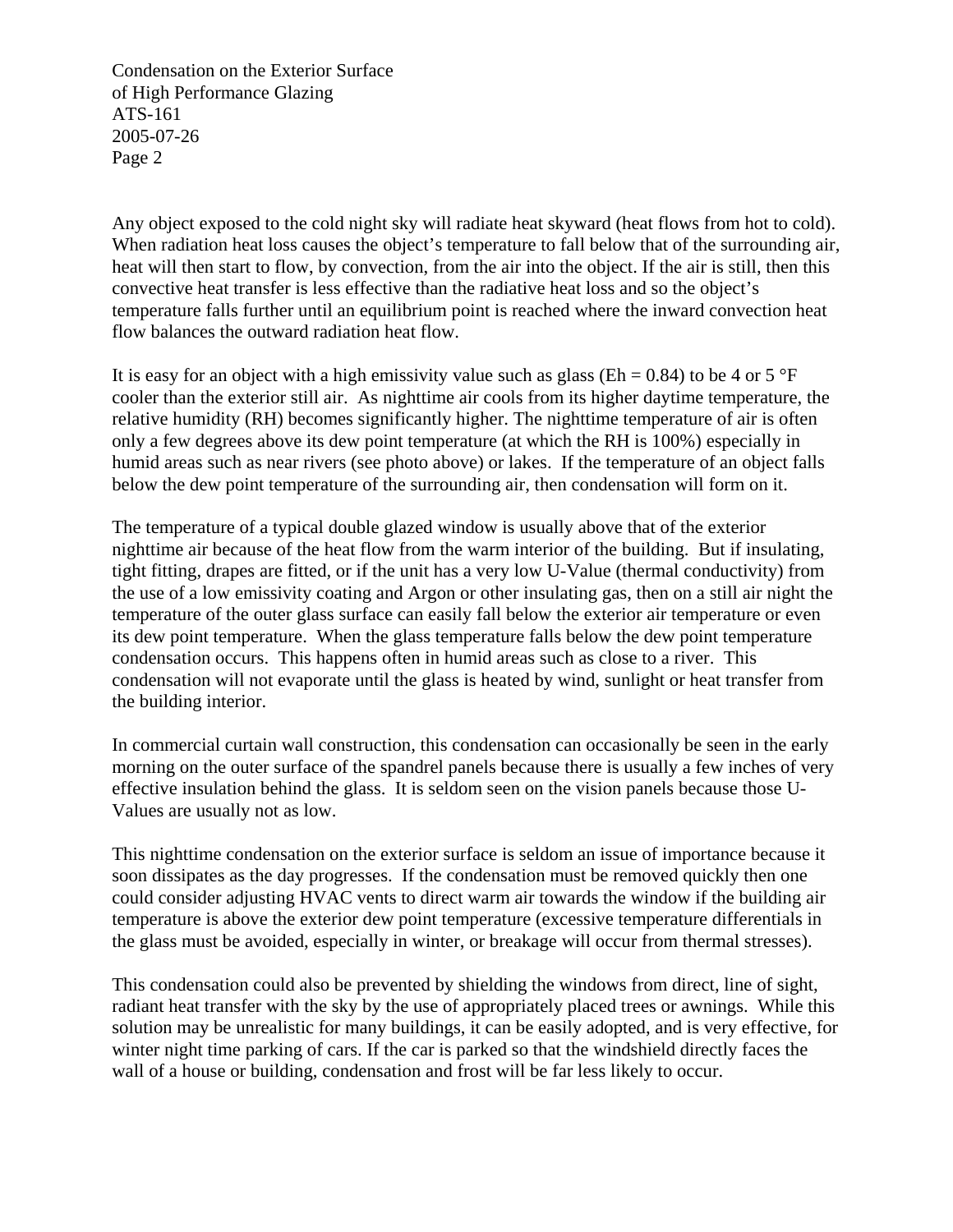Any object exposed to the cold night sky will radiate heat skyward (heat flows from hot to cold). When radiation heat loss causes the object's temperature to fall below that of the surrounding air, heat will then start to flow, by convection, from the air into the object. If the air is still, then this convective heat transfer is less effective than the radiative heat loss and so the object's temperature falls further until an equilibrium point is reached where the inward convection heat flow balances the outward radiation heat flow.

It is easy for an object with a high emissivity value such as glass (Eh = 0.84) to be 4 or 5 °F cooler than the exterior still air. As nighttime air cools from its higher daytime temperature, the relative humidity (RH) becomes significantly higher. The nighttime temperature of air is often only a few degrees above its dew point temperature (at which the RH is 100%) especially in humid areas such as near rivers (see photo above) or lakes. If the temperature of an object falls below the dew point temperature of the surrounding air, then condensation will form on it.

The temperature of a typical double glazed window is usually above that of the exterior nighttime air because of the heat flow from the warm interior of the building. But if insulating, tight fitting, drapes are fitted, or if the unit has a very low U-Value (thermal conductivity) from the use of a low emissivity coating and Argon or other insulating gas, then on a still air night the temperature of the outer glass surface can easily fall below the exterior air temperature or even its dew point temperature. When the glass temperature falls below the dew point temperature condensation occurs. This happens often in humid areas such as close to a river. This condensation will not evaporate until the glass is heated by wind, sunlight or heat transfer from the building interior.

In commercial curtain wall construction, this condensation can occasionally be seen in the early morning on the outer surface of the spandrel panels because there is usually a few inches of very effective insulation behind the glass. It is seldom seen on the vision panels because those U-Values are usually not as low.

This nighttime condensation on the exterior surface is seldom an issue of importance because it soon dissipates as the day progresses. If the condensation must be removed quickly then one could consider adjusting HVAC vents to direct warm air towards the window if the building air temperature is above the exterior dew point temperature (excessive temperature differentials in the glass must be avoided, especially in winter, or breakage will occur from thermal stresses).

This condensation could also be prevented by shielding the windows from direct, line of sight, radiant heat transfer with the sky by the use of appropriately placed trees or awnings. While this solution may be unrealistic for many buildings, it can be easily adopted, and is very effective, for winter night time parking of cars. If the car is parked so that the windshield directly faces the wall of a house or building, condensation and frost will be far less likely to occur.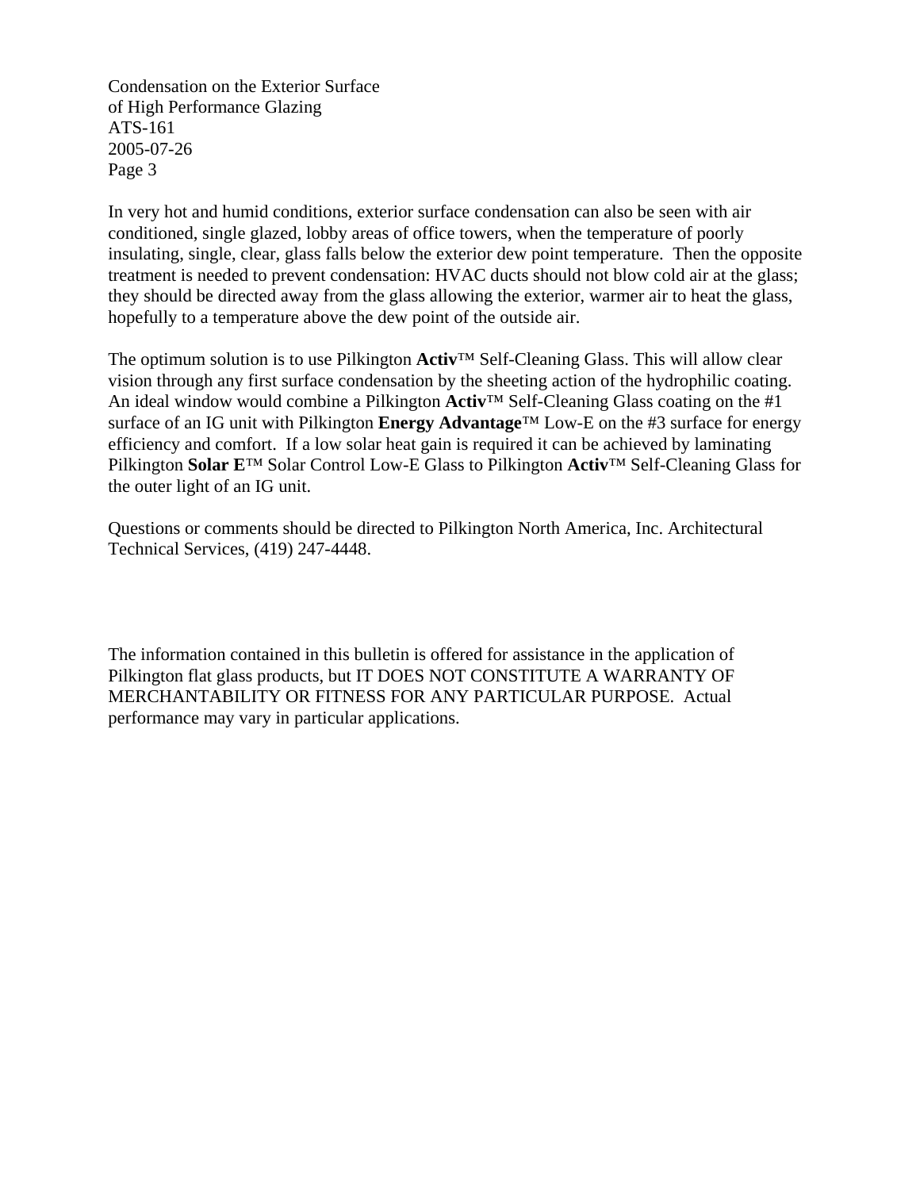In very hot and humid conditions, exterior surface condensation can also be seen with air conditioned, single glazed, lobby areas of office towers, when the temperature of poorly insulating, single, clear, glass falls below the exterior dew point temperature. Then the opposite treatment is needed to prevent condensation: HVAC ducts should not blow cold air at the glass; they should be directed away from the glass allowing the exterior, warmer air to heat the glass, hopefully to a temperature above the dew point of the outside air.

The optimum solution is to use Pilkington **Activ**™ Self-Cleaning Glass. This will allow clear vision through any first surface condensation by the sheeting action of the hydrophilic coating. An ideal window would combine a Pilkington **Activ**™ Self-Cleaning Glass coating on the #1 surface of an IG unit with Pilkington **Energy Advantage**™ Low-E on the #3 surface for energy efficiency and comfort. If a low solar heat gain is required it can be achieved by laminating Pilkington **Solar E**™ Solar Control Low-E Glass to Pilkington **Activ**™ Self-Cleaning Glass for the outer light of an IG unit.

Questions or comments should be directed to Pilkington North America, Inc. Architectural Technical Services, (419) 247-4448.

The information contained in this bulletin is offered for assistance in the application of Pilkington flat glass products, but IT DOES NOT CONSTITUTE A WARRANTY OF MERCHANTABILITY OR FITNESS FOR ANY PARTICULAR PURPOSE. Actual performance may vary in particular applications.